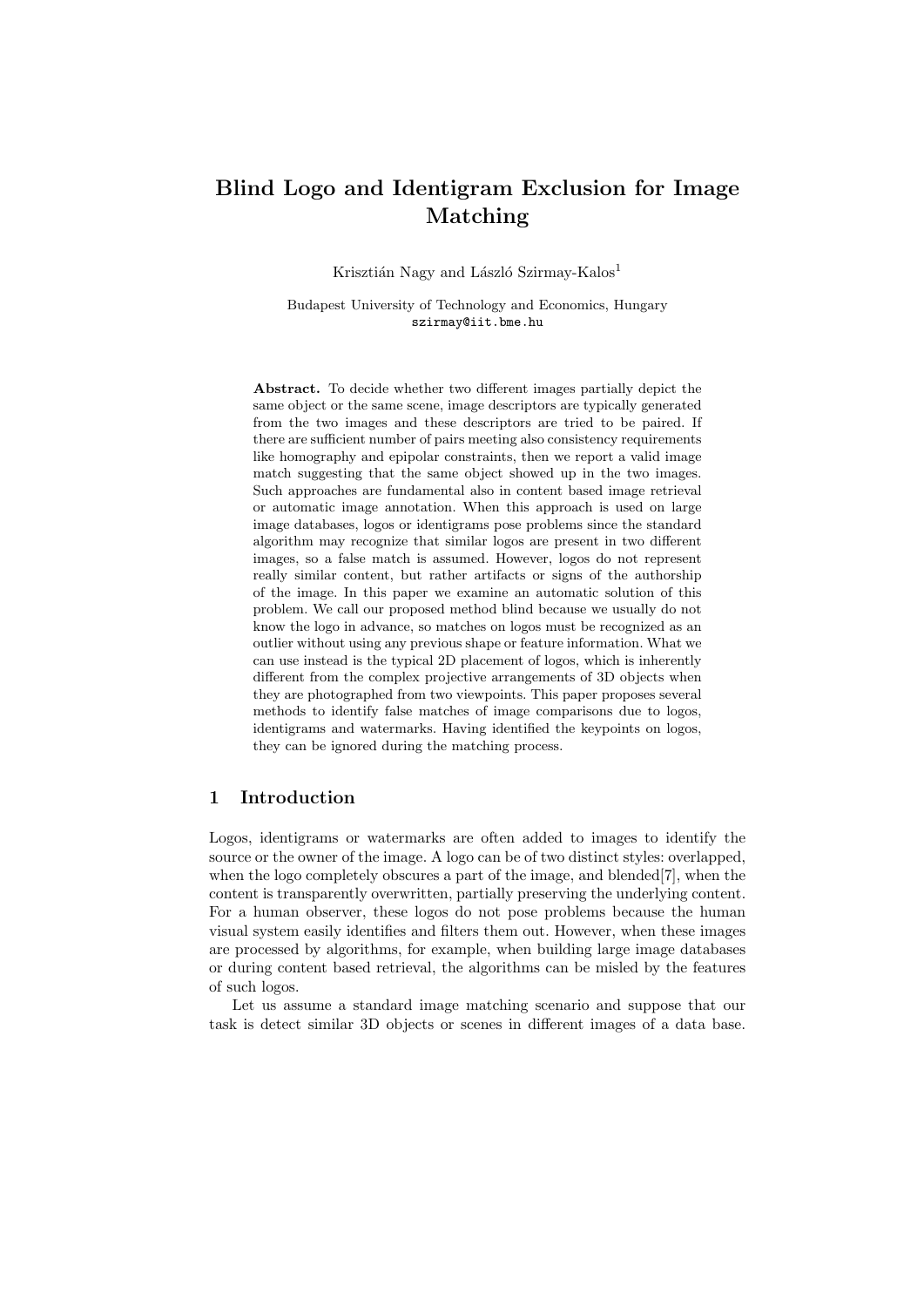# Blind Logo and Identigram Exclusion for Image Matching

Krisztián Nagy and László Szirmay-Kalos[1]

Budapest University of Technology and Economics, Hungary
szirmay@iit.bme.hu

**Abstract.** To decide whether two different images partially depict the same object or the same scene, image descriptors are typically generated from the two images and these descriptors are tried to be paired. If there are sufficient number of pairs meeting also consistency requirements like homography and epipolar constraints, then we report a valid image match suggesting that the same object showed up in the two images. Such approaches are fundamental also in content based image retrieval or automatic image annotation. When this approach is used on large image databases, logos or identigrams pose problems since the standard algorithm may recognize that similar logos are present in two different images, so a false match is assumed. However, logos do not represent really similar content, but rather artifacts or signs of the authorship of the image. In this paper we examine an automatic solution of this problem. We call our proposed method blind because we usually do not know the logo in advance, so matches on logos must be recognized as an outlier without using any previous shape or feature information. What we can use instead is the typical 2D placement of logos, which is inherently different from the complex projective arrangements of 3D objects when they are photographed from two viewpoints. This paper proposes several methods to identify false matches of image comparisons due to logos, identigrams and watermarks. Having identified the keypoints on logos, they can be ignored during the matching process.

## 1 Introduction

Logos, identigrams or watermarks are often added to images to identify the source or the owner of the image. A logo can be of two distinct styles: overlapped, when the logo completely obscures a part of the image, and blended[7], when the content is transparently overwritten, partially preserving the underlying content. For a human observer, these logos do not pose problems because the human visual system easily identifies and filters them out. However, when these images are processed by algorithms, for example, when building large image databases or during content based retrieval, the algorithms can be misled by the features of such logos.

Let us assume a standard image matching scenario and suppose that our task is detect similar 3D objects or scenes in different images of a data base.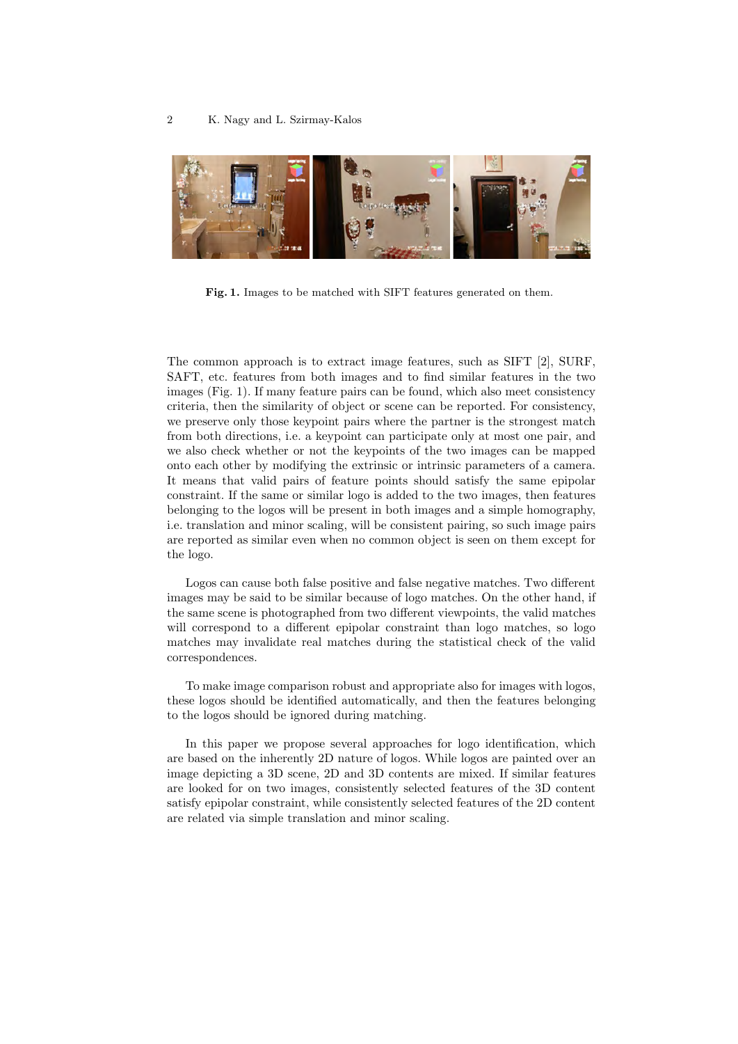Fig. 1. Images to be matched with SIFT features generated on them.

The common approach is to extract image features, such as SIFT [2], SURF, SAFT, etc. features from both images and to find similar features in the two images (Fig. 1). If many feature pairs can be found, which also meet consistency criteria, then the similarity of object or scene can be reported. For consistency, we preserve only those keypoint pairs where the partner is the strongest match from both directions, i.e. a keypoint can participate only at most one pair, and we also check whether or not the keypoints of the two images can be mapped onto each other by modifying the extrinsic or intrinsic parameters of a camera. It means that valid pairs of feature points should satisfy the same epipolar constraint. If the same or similar logo is added to the two images, then features belonging to the logos will be present in both images and a simple homography, i.e. translation and minor scaling, will be consistent pairing, so such image pairs are reported as similar even when no common object is seen on them except for the logo.

Logos can cause both false positive and false negative matches. Two different images may be said to be similar because of logo matches. On the other hand, if the same scene is photographed from two different viewpoints, the valid matches will correspond to a different epipolar constraint than logo matches, so logo matches may invalidate real matches during the statistical check of the valid correspondences.

To make image comparison robust and appropriate also for images with logos, these logos should be identified automatically, and then the features belonging to the logos should be ignored during matching.

In this paper we propose several approaches for logo identification, which are based on the inherently 2D nature of logos. While logos are painted over an image depicting a 3D scene, 2D and 3D contents are mixed. If similar features are looked for on two images, consistently selected features of the 3D content satisfy epipolar constraint, while consistently selected features of the 2D content are related via simple translation and minor scaling.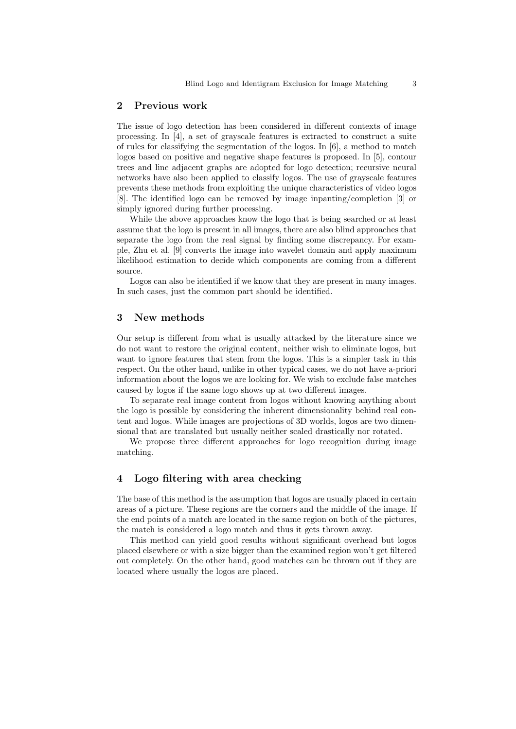## 2 Previous work

The issue of logo detection has been considered in different contexts of image processing. In [4], a set of grayscale features is extracted to construct a suite of rules for classifying the segmentation of the logos. In [6], a method to match logos based on positive and negative shape features is proposed. In [5], contour trees and line adjacent graphs are adopted for logo detection; recursive neural networks have also been applied to classify logos. The use of grayscale features prevents these methods from exploiting the unique characteristics of video logos [8]. The identified logo can be removed by image inpanting/completion [3] or simply ignored during further processing.

While the above approaches know the logo that is being searched or at least assume that the logo is present in all images, there are also blind approaches that separate the logo from the real signal by finding some discrepancy. For example, Zhu et al. [9] converts the image into wavelet domain and apply maximum likelihood estimation to decide which components are coming from a different source.

Logos can also be identified if we know that they are present in many images. In such cases, just the common part should be identified.

## 3 New methods

Our setup is different from what is usually attacked by the literature since we do not want to restore the original content, neither wish to eliminate logos, but want to ignore features that stem from the logos. This is a simpler task in this respect. On the other hand, unlike in other typical cases, we do not have a-priori information about the logos we are looking for. We wish to exclude false matches caused by logos if the same logo shows up at two different images.

To separate real image content from logos without knowing anything about the logo is possible by considering the inherent dimensionality behind real content and logos. While images are projections of 3D worlds, logos are two dimensional that are translated but usually neither scaled drastically nor rotated.

We propose three different approaches for logo recognition during image matching.

## 4 Logo filtering with area checking

The base of this method is the assumption that logos are usually placed in certain areas of a picture. These regions are the corners and the middle of the image. If the end points of a match are located in the same region on both of the pictures, the match is considered a logo match and thus it gets thrown away.

This method can yield good results without significant overhead but logos placed elsewhere or with a size bigger than the examined region won't get filtered out completely. On the other hand, good matches can be thrown out if they are located where usually the logos are placed.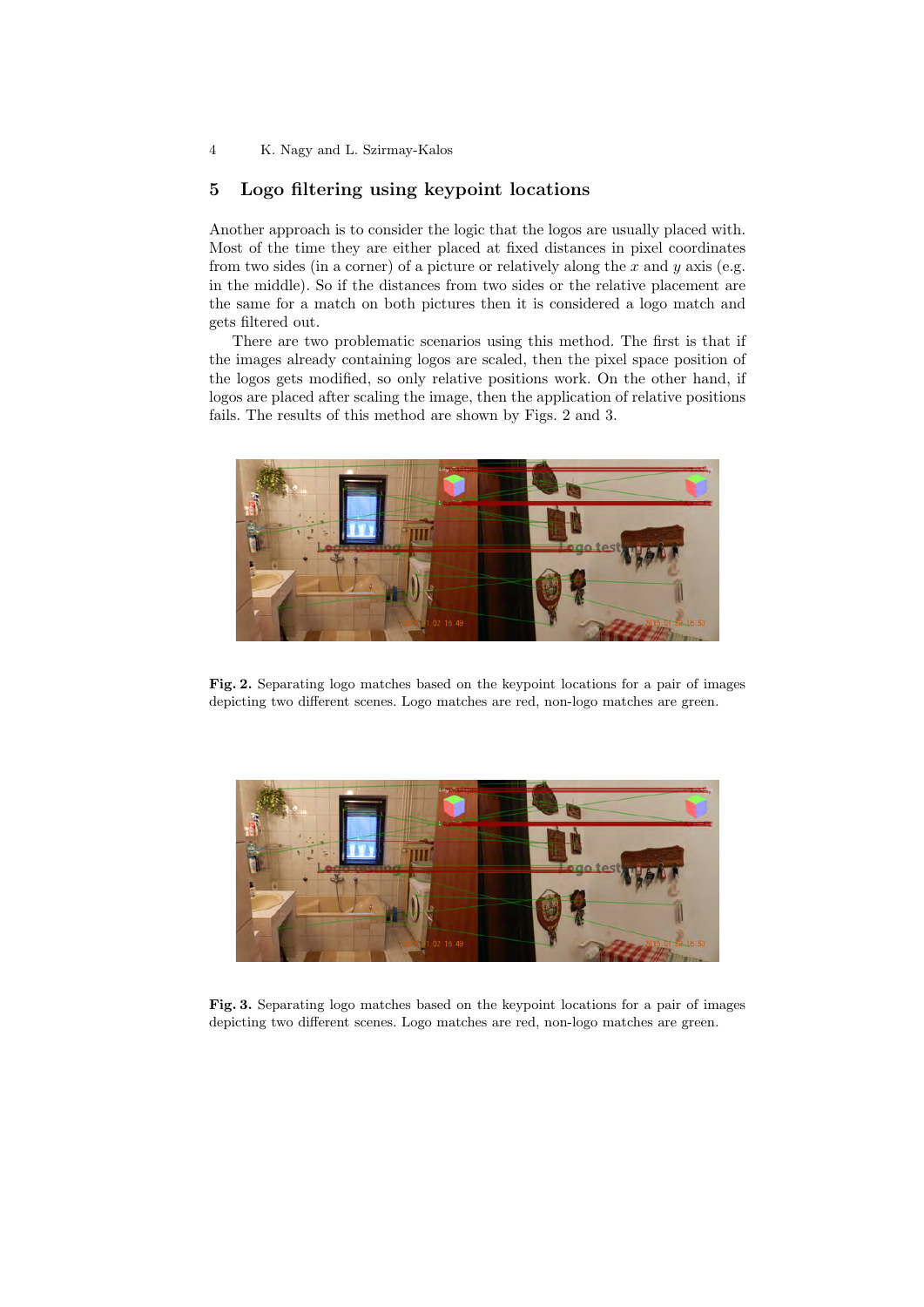## 5 Logo filtering using keypoint locations

Another approach is to consider the logic that the logos are usually placed with. Most of the time they are either placed at fixed distances in pixel coordinates from two sides (in a corner) of a picture or relatively along the $x$ and $y$ axis (e.g. in the middle). So if the distances from two sides or the relative placement are the same for a match on both pictures then it is considered a logo match and gets filtered out.

There are two problematic scenarios using this method. The first is that if the images already containing logos are scaled, then the pixel space position of the logos gets modified, so only relative positions work. On the other hand, if logos are placed after scaling the image, then the application of relative positions fails. The results of this method are shown by Figs. 2 and 3.

**Fig. 2.** Separating logo matches based on the keypoint locations for a pair of images depicting two different scenes. Logo matches are red, non-logo matches are green.

**Fig. 3.** Separating logo matches based on the keypoint locations for a pair of images depicting two different scenes. Logo matches are red, non-logo matches are green.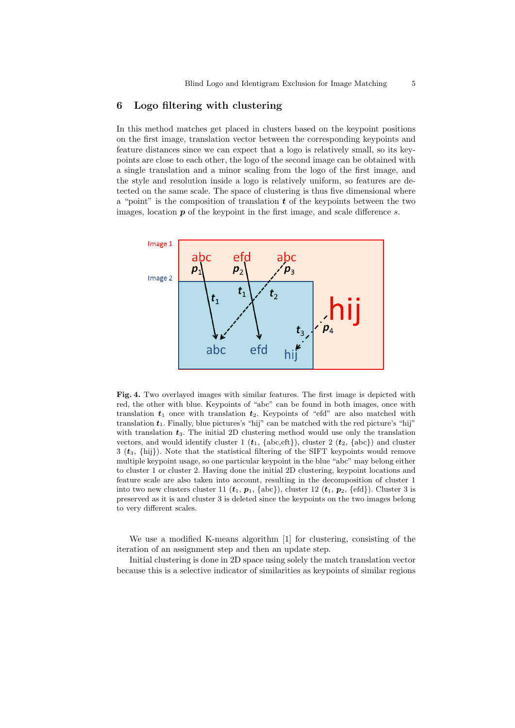## 6 Logo filtering with clustering

In this method matches get placed in clusters based on the keypoint positions on the first image, translation vector between the corresponding keypoints and feature distances since we can expect that a logo is relatively small, so its keypoints are close to each other, the logo of the second image can be obtained with a single translation and a minor scaling from the logo of the first image, and the style and resolution inside a logo is relatively uniform, so features are detected on the same scale. The space of clustering is thus five dimensional where a "point" is the composition of translation $\boldsymbol{t}$ of the keypoints between the two images, location $\boldsymbol{p}$ of the keypoint in the first image, and scale difference $s$.

**Fig. 4.** Two overlayed images with similar features. The first image is depicted with red, the other with blue. Keypoints of "abc" can be found in both images, once with translation $\boldsymbol{t}_1$ once with translation $\boldsymbol{t}_2$. Keypoints of "efd" are also matched with translation $\boldsymbol{t}_1$. Finally, blue pictures's "hij" can be matched with the red picture's "hij" with translation $\boldsymbol{t}_3$. The initial 2D clustering method would use only the translation vectors, and would identify cluster 1 ($\boldsymbol{t}_1$, {abc,eft}), cluster 2 ($\boldsymbol{t}_2$, {abc}) and cluster 3 ($\boldsymbol{t}_3$, {hij}). Note that the statistical filtering of the SIFT keypoints would remove multiple keypoint usage, so one particular keypoint in the blue "abc" may belong either to cluster 1 or cluster 2. Having done the initial 2D clustering, keypoint locations and feature scale are also taken into account, resulting in the decomposition of cluster 1 into two new clusters cluster 11 ($\boldsymbol{t}_1$, $\boldsymbol{p}_1$, {abc}), cluster 12 ($\boldsymbol{t}_1$, $\boldsymbol{p}_2$, {efd}). Cluster 3 is preserved as it is and cluster 3 is deleted since the keypoints on the two images belong to very different scales.

We use a modified K-means algorithm [1] for clustering, consisting of the iteration of an assignment step and then an update step.

Initial clustering is done in 2D space using solely the match translation vector because this is a selective indicator of similarities as keypoints of similar regions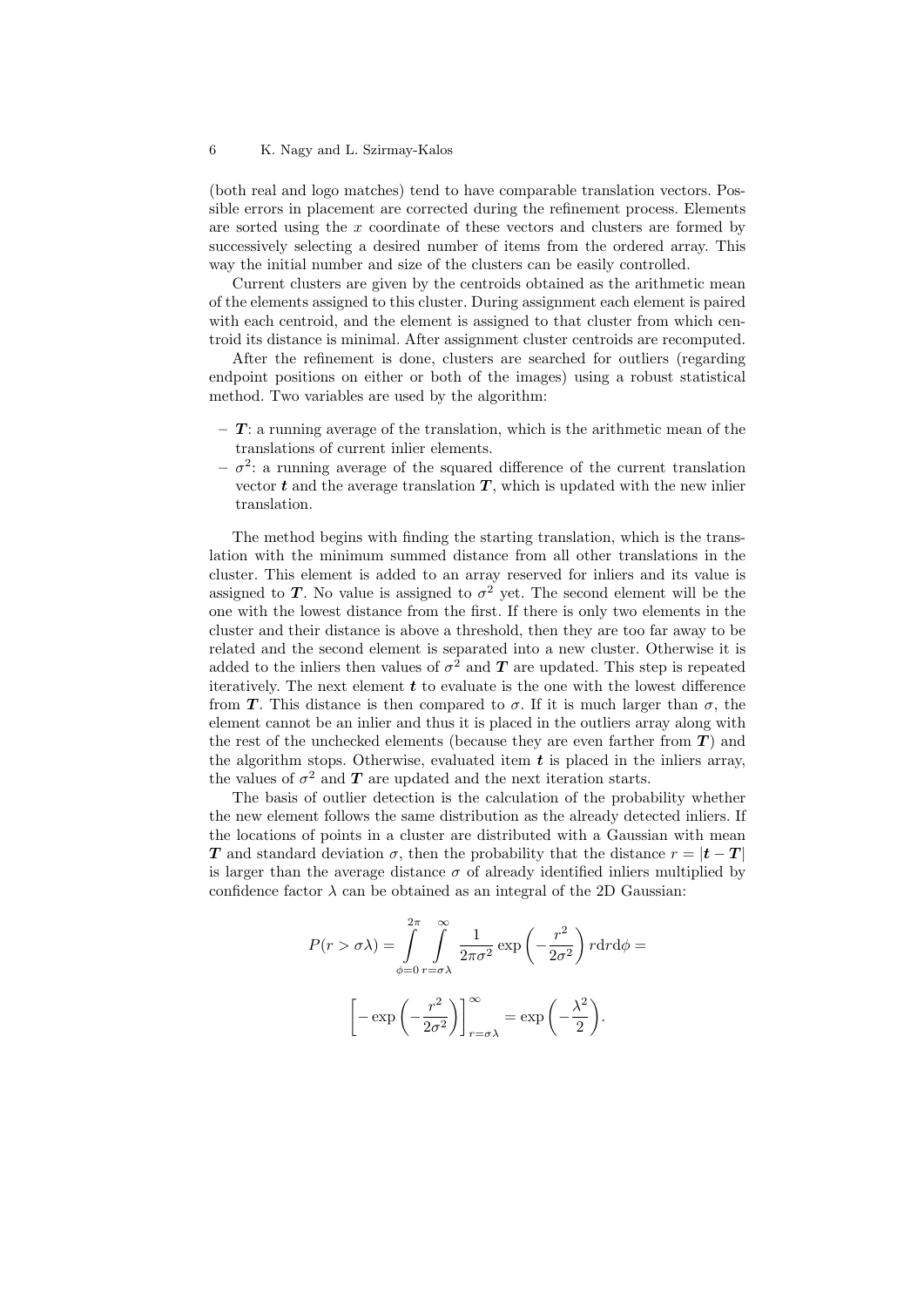(both real and logo matches) tend to have comparable translation vectors. Possible errors in placement are corrected during the refinement process. Elements are sorted using the $x$ coordinate of these vectors and clusters are formed by successively selecting a desired number of items from the ordered array. This way the initial number and size of the clusters can be easily controlled.

Current clusters are given by the centroids obtained as the arithmetic mean of the elements assigned to this cluster. During assignment each element is paired with each centroid, and the element is assigned to that cluster from which centroid its distance is minimal. After assignment cluster centroids are recomputed.

After the refinement is done, clusters are searched for outliers (regarding endpoint positions on either or both of the images) using a robust statistical method. Two variables are used by the algorithm:

- $\boldsymbol{T}$: a running average of the translation, which is the arithmetic mean of the translations of current inlier elements.
- $\sigma^2$: a running average of the squared difference of the current translation vector $\boldsymbol{t}$ and the average translation $\boldsymbol{T}$, which is updated with the new inlier translation.

The method begins with finding the starting translation, which is the translation with the minimum summed distance from all other translations in the cluster. This element is added to an array reserved for inliers and its value is assigned to $\boldsymbol{T}$. No value is assigned to $\sigma^2$ yet. The second element will be the one with the lowest distance from the first. If there is only two elements in the cluster and their distance is above a threshold, then they are too far away to be related and the second element is separated into a new cluster. Otherwise it is added to the inliers then values of $\sigma^2$ and $\boldsymbol{T}$ are updated. This step is repeated iteratively. The next element $\boldsymbol{t}$ to evaluate is the one with the lowest difference from $\boldsymbol{T}$. This distance is then compared to $\sigma$. If it is much larger than $\sigma$, the element cannot be an inlier and thus it is placed in the outliers array along with the rest of the unchecked elements (because they are even farther from $\boldsymbol{T}$) and the algorithm stops. Otherwise, evaluated item $\boldsymbol{t}$ is placed in the inliers array, the values of $\sigma^2$ and $\boldsymbol{T}$ are updated and the next iteration starts.

The basis of outlier detection is the calculation of the probability whether the new element follows the same distribution as the already detected inliers. If the locations of points in a cluster are distributed with a Gaussian with mean $\boldsymbol{T}$ and standard deviation $\sigma$, then the probability that the distance $r = |\boldsymbol{t} - \boldsymbol{T}|$ is larger than the average distance $\sigma$ of already identified inliers multiplied by confidence factor $\lambda$ can be obtained as an integral of the 2D Gaussian:

$$P(r > \sigma\lambda) = \int_{\phi=0}^{2\pi} \int_{r=\sigma\lambda}^{\infty} \frac{1}{2\pi\sigma^2} \exp\left(-\frac{r^2}{2\sigma^2}\right) r \mathrm{d}r \mathrm{d}\phi =$$

$$\left[-\exp\left(-\frac{r^2}{2\sigma^2}\right)\right]_{r=\sigma\lambda}^{\infty} = \exp\left(-\frac{\lambda^2}{2}\right).$$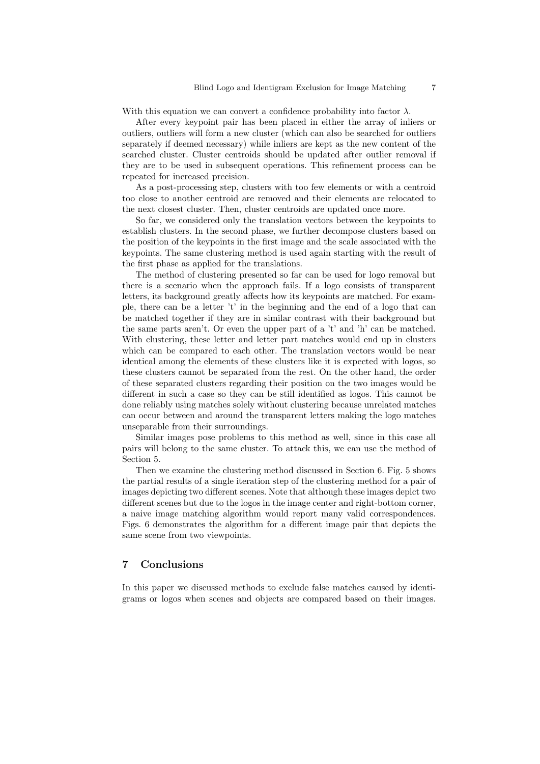With this equation we can convert a confidence probability into factor $\lambda$.

After every keypoint pair has been placed in either the array of inliers or outliers, outliers will form a new cluster (which can also be searched for outliers separately if deemed necessary) while inliers are kept as the new content of the searched cluster. Cluster centroids should be updated after outlier removal if they are to be used in subsequent operations. This refinement process can be repeated for increased precision.

As a post-processing step, clusters with too few elements or with a centroid too close to another centroid are removed and their elements are relocated to the next closest cluster. Then, cluster centroids are updated once more.

So far, we considered only the translation vectors between the keypoints to establish clusters. In the second phase, we further decompose clusters based on the position of the keypoints in the first image and the scale associated with the keypoints. The same clustering method is used again starting with the result of the first phase as applied for the translations.

The method of clustering presented so far can be used for logo removal but there is a scenario when the approach fails. If a logo consists of transparent letters, its background greatly affects how its keypoints are matched. For example, there can be a letter 't' in the beginning and the end of a logo that can be matched together if they are in similar contrast with their background but the same parts aren't. Or even the upper part of a 't' and 'h' can be matched. With clustering, these letter and letter part matches would end up in clusters which can be compared to each other. The translation vectors would be near identical among the elements of these clusters like it is expected with logos, so these clusters cannot be separated from the rest. On the other hand, the order of these separated clusters regarding their position on the two images would be different in such a case so they can be still identified as logos. This cannot be done reliably using matches solely without clustering because unrelated matches can occur between and around the transparent letters making the logo matches unseparable from their surroundings.

Similar images pose problems to this method as well, since in this case all pairs will belong to the same cluster. To attack this, we can use the method of Section 5.

Then we examine the clustering method discussed in Section 6. Fig. 5 shows the partial results of a single iteration step of the clustering method for a pair of images depicting two different scenes. Note that although these images depict two different scenes but due to the logos in the image center and right-bottom corner, a naive image matching algorithm would report many valid correspondences. Figs. 6 demonstrates the algorithm for a different image pair that depicts the same scene from two viewpoints.

## 7 Conclusions

In this paper we discussed methods to exclude false matches caused by identigrams or logos when scenes and objects are compared based on their images.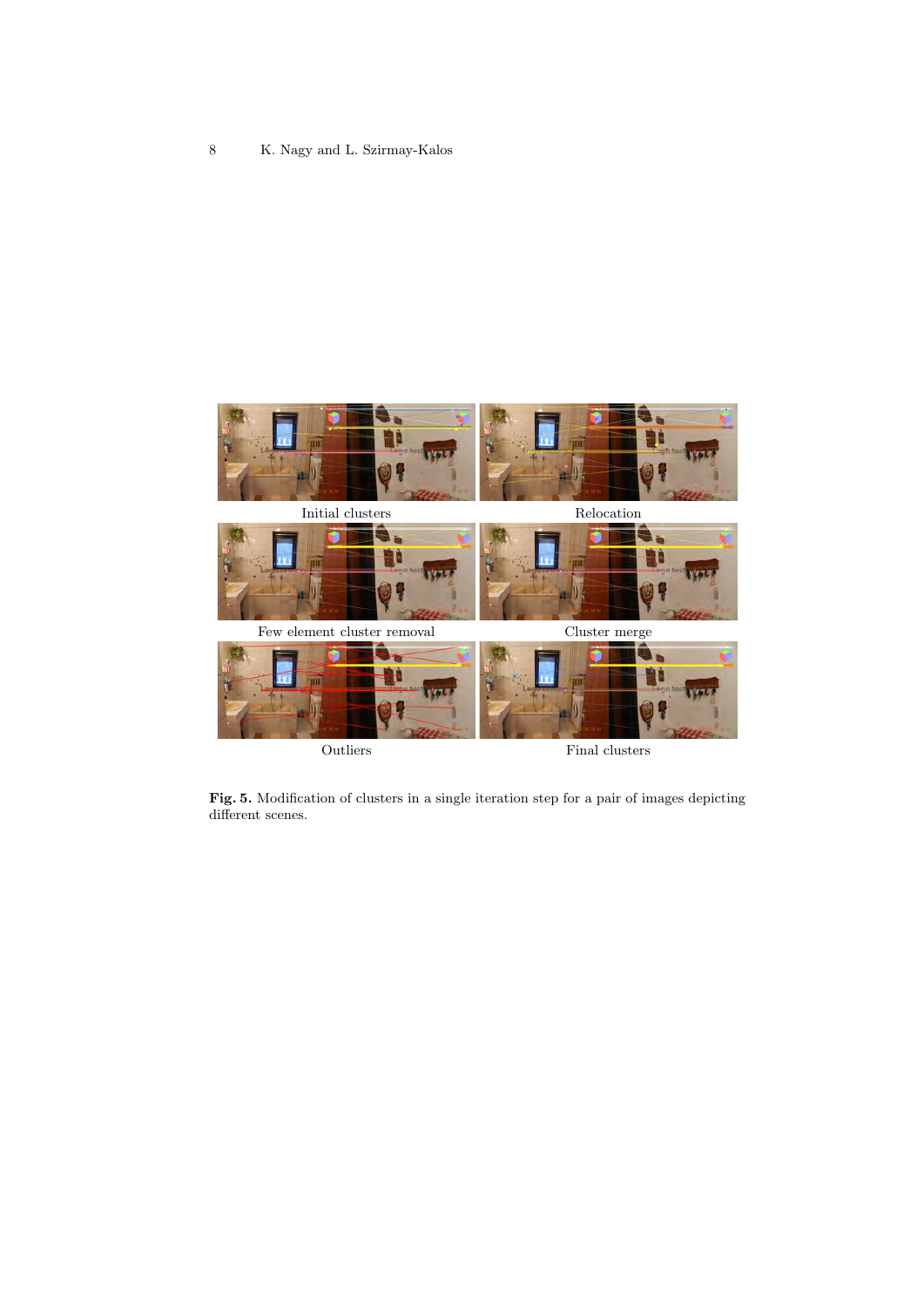Initial clusters

Relocation

Few element cluster removal

Cluster merge

Outliers

Final clusters

**Fig. 5.** Modification of clusters in a single iteration step for a pair of images depicting different scenes.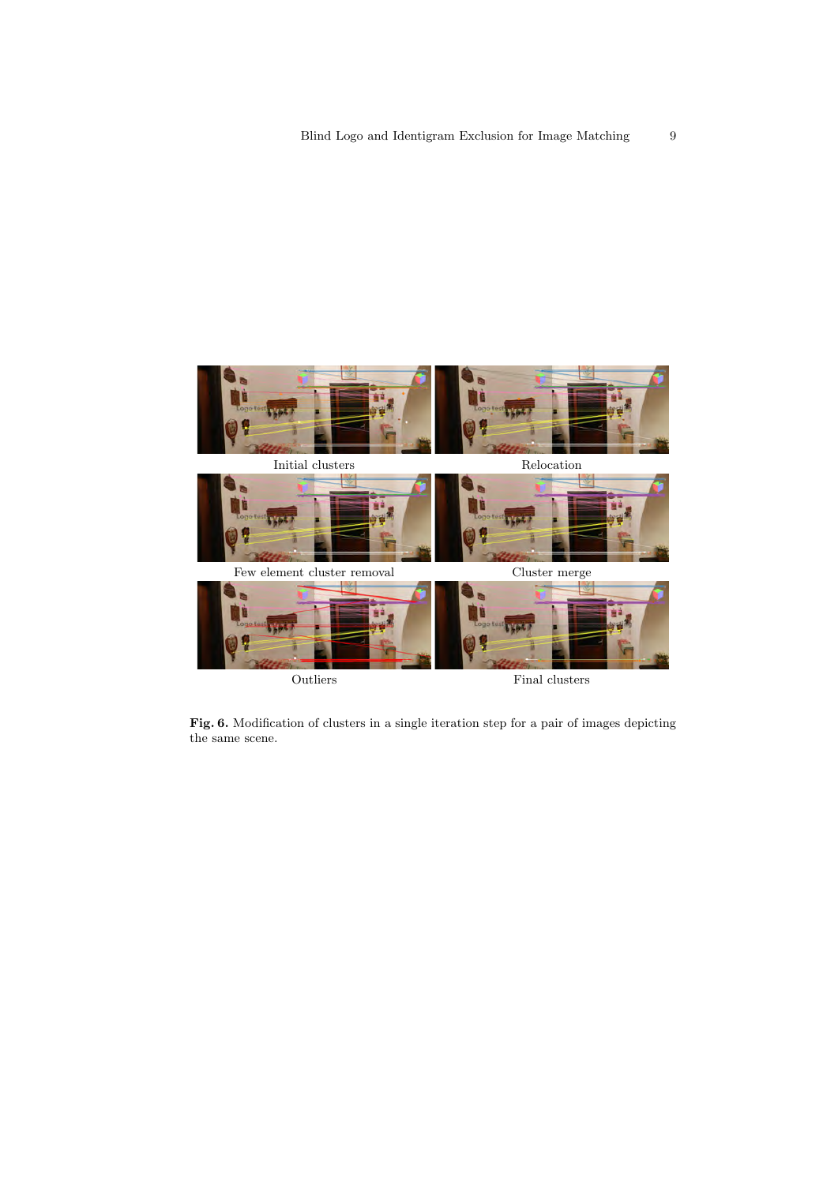Initial clusters

Relocation

Few element cluster removal

Cluster merge

Outliers

Final clusters

**Fig. 6.** Modification of clusters in a single iteration step for a pair of images depicting the same scene.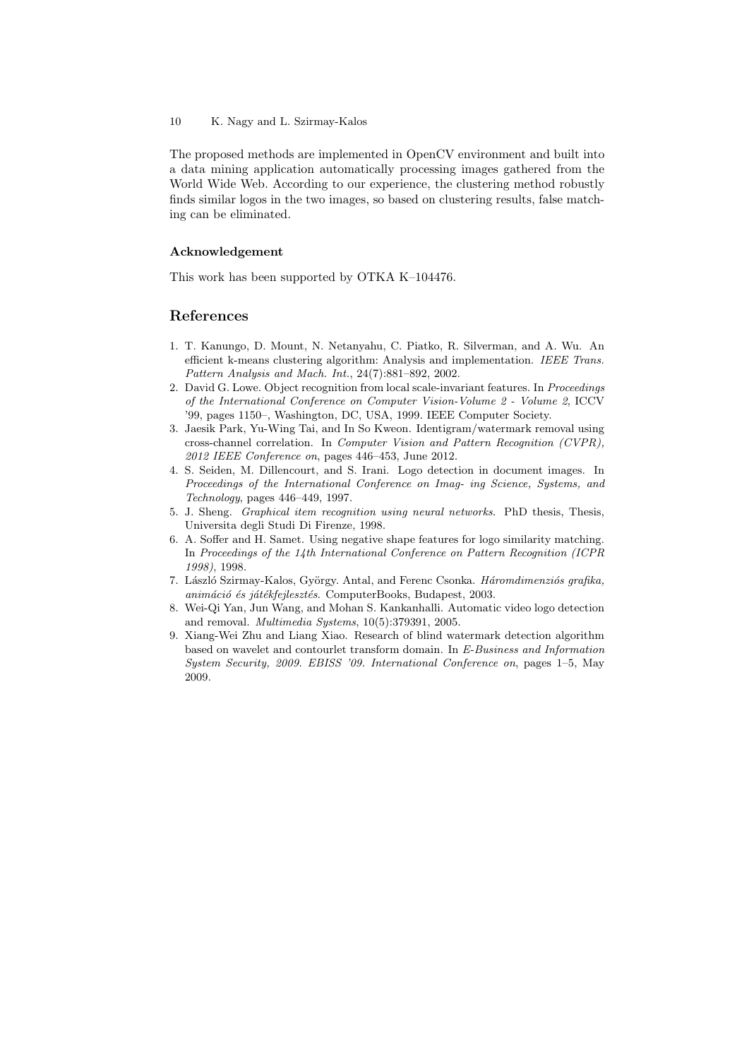The proposed methods are implemented in OpenCV environment and built into a data mining application automatically processing images gathered from the World Wide Web. According to our experience, the clustering method robustly finds similar logos in the two images, so based on clustering results, false matching can be eliminated.

### Acknowledgement

This work has been supported by OTKA K–104476.

## References

1. T. Kanungo, D. Mount, N. Netanyahu, C. Piatko, R. Silverman, and A. Wu. An efficient k-means clustering algorithm: Analysis and implementation. *IEEE Trans. Pattern Analysis and Mach. Int.*, 24(7):881–892, 2002.
2. David G. Lowe. Object recognition from local scale-invariant features. In *Proceedings of the International Conference on Computer Vision-Volume 2 - Volume 2*, ICCV '99, pages 1150–, Washington, DC, USA, 1999. IEEE Computer Society.
3. Jaesik Park, Yu-Wing Tai, and In So Kweon. Identigram/watermark removal using cross-channel correlation. In *Computer Vision and Pattern Recognition (CVPR), 2012 IEEE Conference on*, pages 446–453, June 2012.
4. S. Seiden, M. Dillencourt, and S. Irani. Logo detection in document images. In *Proceedings of the International Conference on Imag- ing Science, Systems, and Technology*, pages 446–449, 1997.
5. J. Sheng. *Graphical item recognition using neural networks*. PhD thesis, Thesis, Universita degli Studi Di Firenze, 1998.
6. A. Soffer and H. Samet. Using negative shape features for logo similarity matching. In *Proceedings of the 14th International Conference on Pattern Recognition (ICPR 1998)*, 1998.
7. László Szirmay-Kalos, György. Antal, and Ferenc Csonka. *Háromdimenziós grafika, animáció és játékfejlesztés*. ComputerBooks, Budapest, 2003.
8. Wei-Qi Yan, Jun Wang, and Mohan S. Kankanhalli. Automatic video logo detection and removal. *Multimedia Systems*, 10(5):379391, 2005.
9. Xiang-Wei Zhu and Liang Xiao. Research of blind watermark detection algorithm based on wavelet and contourlet transform domain. In *E-Business and Information System Security, 2009. EBISS '09. International Conference on*, pages 1–5, May 2009.